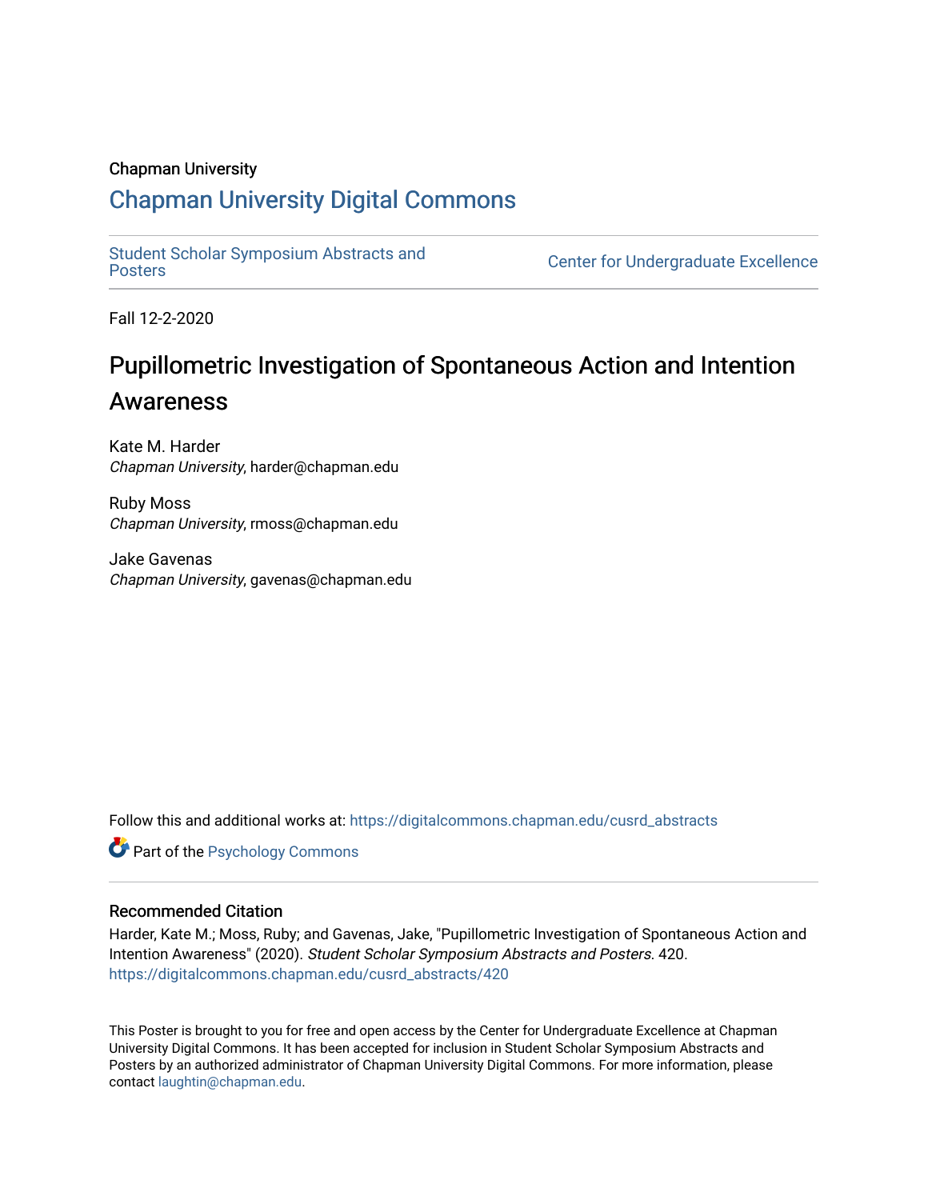Chapman University

## Chapman University Digital Commons

Student Scholar Symposium Abstracts and Posters

Center for Undergraduate Excellence

Fall 12-2-2020

# Pupillometric Investigation of Spontaneous Action and Intention Awareness

Kate M. Harder
*Chapman University*, harder@chapman.edu

Ruby Moss
*Chapman University*, rmoss@chapman.edu

Jake Gavenas
*Chapman University*, gavenas@chapman.edu

Follow this and additional works at: https://digitalcommons.chapman.edu/cusrd_abstracts

Part of the Psychology Commons

### Recommended Citation

Harder, Kate M.; Moss, Ruby; and Gavenas, Jake, "Pupillometric Investigation of Spontaneous Action and Intention Awareness" (2020). *Student Scholar Symposium Abstracts and Posters*. 420.
https://digitalcommons.chapman.edu/cusrd_abstracts/420

This Poster is brought to you for free and open access by the Center for Undergraduate Excellence at Chapman University Digital Commons. It has been accepted for inclusion in Student Scholar Symposium Abstracts and Posters by an authorized administrator of Chapman University Digital Commons. For more information, please contact laughtin@chapman.edu.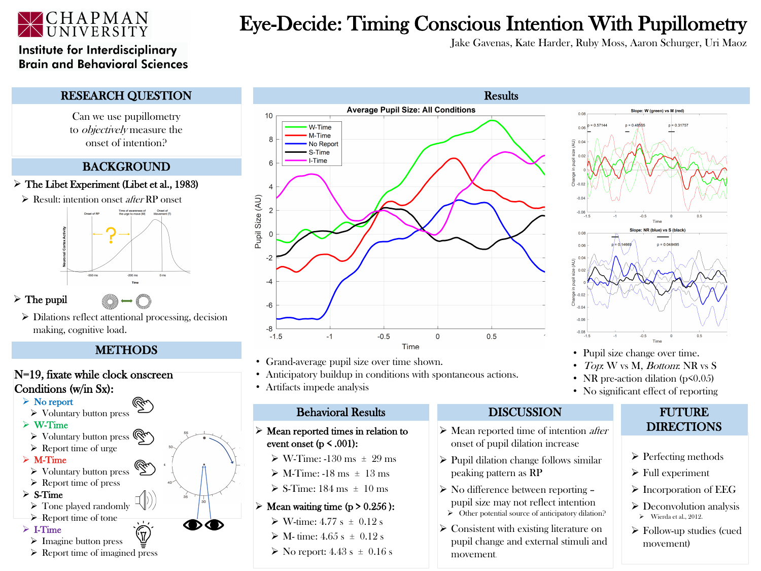# Eye-Decide: Timing Conscious Intention With Pupillometry

Jake Gavenas, Kate Harder, Ruby Moss, Aaron Schurger, Uri Maoz

Chapman University
Institute for Interdisciplinary Brain and Behavioral Sciences

## RESEARCH QUESTION

Can we use pupillometry to *objectively* measure the onset of intention?

## BACKGROUND

- **The Libet Experiment (Libet et al., 1983)**
  - Result: intention onset *after* RP onset

Onset of RP
Time of awareness of the urge to move (W)
Onset of Movement (T)
?
Neuronal Cortex Activity
-550 ms
-200 ms
0 ms
Time

- **The pupil**
  - Dilations reflect attentional processing, decision making, cognitive load.

## METHODS

**N=19, fixate while clock onscreen**
**Conditions (w/in Sx):**

- **No report**
  - Voluntary button press
- **W-Time**
  - Voluntary button press
  - Report time of urge
- **M-Time**
  - Voluntary button press
  - Report time of press
- **S-Time**
  - Tone played randomly
  - Report time of tone
- **I-Time**
  - Imagine button press
  - Report time of imagined press

55
50
45
40
35
30

## Results

Average Pupil Size: All Conditions

W-Time
M-Time
No Report
S-Time
I-Time

Pupil Size (AU)
Time

- Grand-average pupil size over time shown.
- Anticipatory buildup in conditions with spontaneous actions.
- Artifacts impede analysis

Slope: W (green) vs M (red)

p = 0.57144
p = 0.48555
p = 0.31757

Slope: NR (blue) vs S (black)

p = 0.14669
p = 0.048495

Change in pupil size (AU)
Time

- Pupil size change over time.
- *Top*: W vs M, *Bottom*: NR vs S
- NR pre-action dilation ($p<0.05$)
- No significant effect of reporting

## Behavioral Results

- **Mean reported times in relation to event onset ($p < .001$):**
  - W-Time: -130 ms ± 29 ms
  - M-Time: -18 ms ± 13 ms
  - S-Time: 184 ms ± 10 ms
- **Mean waiting time ($p > 0.256$):**
  - W-time: 4.77 s ± 0.12 s
  - M- time: 4.65 s ± 0.12 s
  - No report: 4.43 s ± 0.16 s

## DISCUSSION

- Mean reported time of intention *after* onset of pupil dilation increase
- Pupil dilation change follows similar peaking pattern as RP
- No difference between reporting – pupil size may not reflect intention
  - Other potential source of anticipatory dilation?
- Consistent with existing literature on pupil change and external stimuli and movement.

## FUTURE DIRECTIONS

- Perfecting methods
- Full experiment
- Incorporation of EEG
- Deconvolution analysis
  - Wierda et al., 2012.
- Follow-up studies (cued movement)